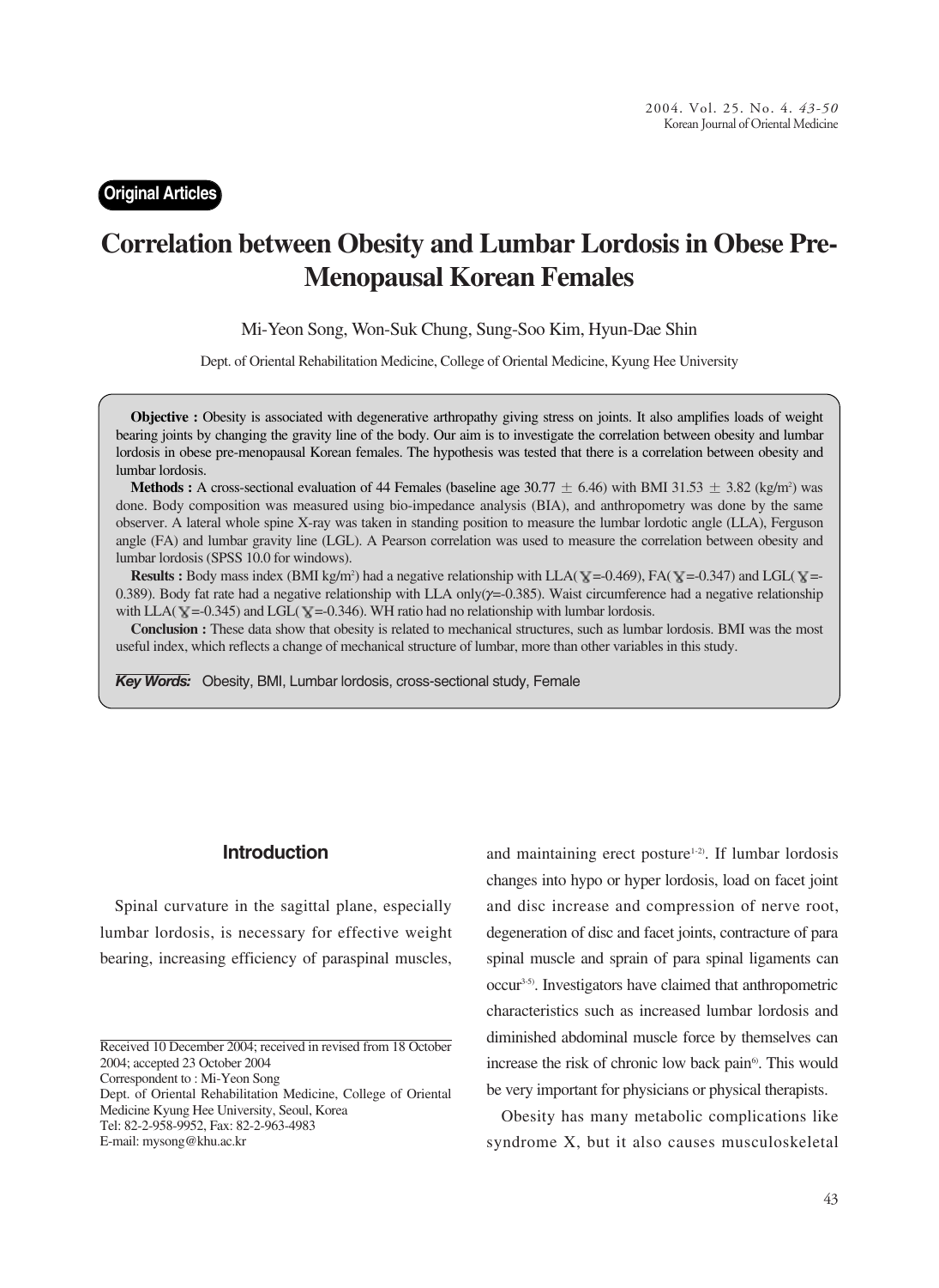Original Articles

# Correlation between Obesity and Lumbar Lordosis in Obese Pre-Menopausal Korean Females

Mi-Yeon Song, Won-Suk Chung, Sung-Soo Kim, Hyun-Dae Shin

Dept. of Oriental Rehabilitation Medicine, College of Oriental Medicine, Kyung Hee University

**Objective :** Obesity is associated with degenerative arthropathy giving stress on joints. It also amplifies loads of weight bearing joints by changing the gravity line of the body. Our aim is to investigate the correlation between obesity and lumbar lordosis in obese pre-menopausal Korean females. The hypothesis was tested that there is a correlation between obesity and lumbar lordosis.

**Methods :** A cross-sectional evaluation of 44 Females (baseline age 30.77 ± 6.46) with BMI 31.53 ± 3.82 (kg/m$^2$) was done. Body composition was measured using bio-impedance analysis (BIA), and anthropometry was done by the same observer. A lateral whole spine X-ray was taken in standing position to measure the lumbar lordotic angle (LLA), Ferguson angle (FA) and lumbar gravity line (LGL). A Pearson correlation was used to measure the correlation between obesity and lumbar lordosis (SPSS 10.0 for windows).

**Results :** Body mass index (BMI kg/m$^2$) had a negative relationship with LLA($\gamma$=-0.469), FA($\gamma$=-0.347) and LGL($\gamma$=-0.389). Body fat rate had a negative relationship with LLA only($\gamma$=-0.385). Waist circumference had a negative relationship with LLA($\gamma$=-0.345) and LGL($\gamma$=-0.346). WH ratio had no relationship with lumbar lordosis.

**Conclusion :** These data show that obesity is related to mechanical structures, such as lumbar lordosis. BMI was the most useful index, which reflects a change of mechanical structure of lumbar, more than other variables in this study.

***Key Words:*** Obesity, BMI, Lumbar lordosis, cross-sectional study, Female

## Introduction

Spinal curvature in the sagittal plane, especially lumbar lordosis, is necessary for effective weight bearing, increasing efficiency of paraspinal muscles, and maintaining erect posture[1-2]. If lumbar lordosis changes into hypo or hyper lordosis, load on facet joint and disc increase and compression of nerve root, degeneration of disc and facet joints, contracture of para spinal muscle and sprain of para spinal ligaments can occur[3-5]. Investigators have claimed that anthropometric characteristics such as increased lumbar lordosis and diminished abdominal muscle force by themselves can increase the risk of chronic low back pain[6]. This would be very important for physicians or physical therapists.

Obesity has many metabolic complications like syndrome X, but it also causes musculoskeletal

Received 10 December 2004; received in revised from 18 October 2004; accepted 23 October 2004
Correspondent to : Mi-Yeon Song
Dept. of Oriental Rehabilitation Medicine, College of Oriental Medicine Kyung Hee University, Seoul, Korea
Tel: 82-2-958-9952, Fax: 82-2-963-4983
E-mail: mysong@khu.ac.kr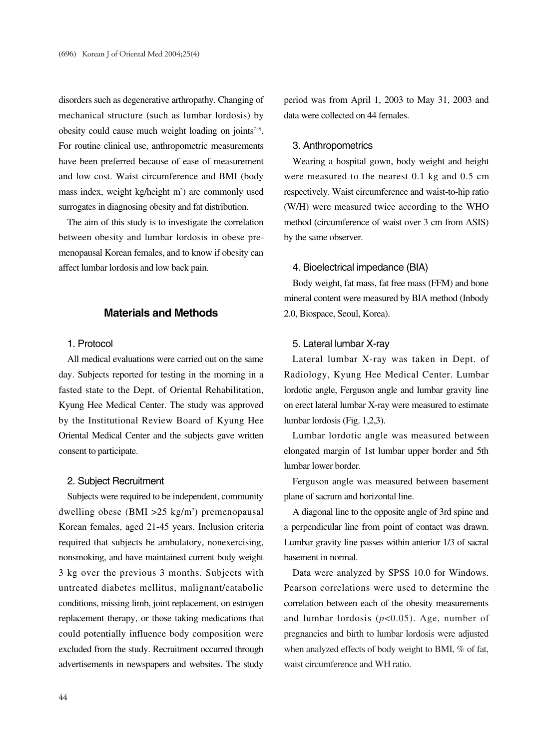disorders such as degenerative arthropathy. Changing of mechanical structure (such as lumbar lordosis) by obesity could cause much weight loading on joints[7-9]. For routine clinical use, anthropometric measurements have been preferred because of ease of measurement and low cost. Waist circumference and BMI (body mass index, weight kg/height $m^2$) are commonly used surrogates in diagnosing obesity and fat distribution.

The aim of this study is to investigate the correlation between obesity and lumbar lordosis in obese premenopausal Korean females, and to know if obesity can affect lumbar lordosis and low back pain.

## Materials and Methods

### 1. Protocol

All medical evaluations were carried out on the same day. Subjects reported for testing in the morning in a fasted state to the Dept. of Oriental Rehabilitation, Kyung Hee Medical Center. The study was approved by the Institutional Review Board of Kyung Hee Oriental Medical Center and the subjects gave written consent to participate.

### 2. Subject Recruitment

Subjects were required to be independent, community dwelling obese (BMI >25 kg/$m^2$) premenopausal Korean females, aged 21-45 years. Inclusion criteria required that subjects be ambulatory, nonexercising, nonsmoking, and have maintained current body weight 3 kg over the previous 3 months. Subjects with untreated diabetes mellitus, malignant/catabolic conditions, missing limb, joint replacement, on estrogen replacement therapy, or those taking medications that could potentially influence body composition were excluded from the study. Recruitment occurred through advertisements in newspapers and websites. The study period was from April 1, 2003 to May 31, 2003 and data were collected on 44 females.

### 3. Anthropometrics

Wearing a hospital gown, body weight and height were measured to the nearest 0.1 kg and 0.5 cm respectively. Waist circumference and waist-to-hip ratio (W/H) were measured twice according to the WHO method (circumference of waist over 3 cm from ASIS) by the same observer.

### 4. Bioelectrical impedance (BIA)

Body weight, fat mass, fat free mass (FFM) and bone mineral content were measured by BIA method (Inbody 2.0, Biospace, Seoul, Korea).

### 5. Lateral lumbar X-ray

Lateral lumbar X-ray was taken in Dept. of Radiology, Kyung Hee Medical Center. Lumbar lordotic angle, Ferguson angle and lumbar gravity line on erect lateral lumbar X-ray were measured to estimate lumbar lordosis (Fig. 1,2,3).

Lumbar lordotic angle was measured between elongated margin of 1st lumbar upper border and 5th lumbar lower border.

Ferguson angle was measured between basement plane of sacrum and horizontal line.

A diagonal line to the opposite angle of 3rd spine and a perpendicular line from point of contact was drawn. Lumbar gravity line passes within anterior 1/3 of sacral basement in normal.

Data were analyzed by SPSS 10.0 for Windows. Pearson correlations were used to determine the correlation between each of the obesity measurements and lumbar lordosis ($p<0.05$). Age, number of pregnancies and birth to lumbar lordosis were adjusted when analyzed effects of body weight to BMI, % of fat, waist circumference and WH ratio.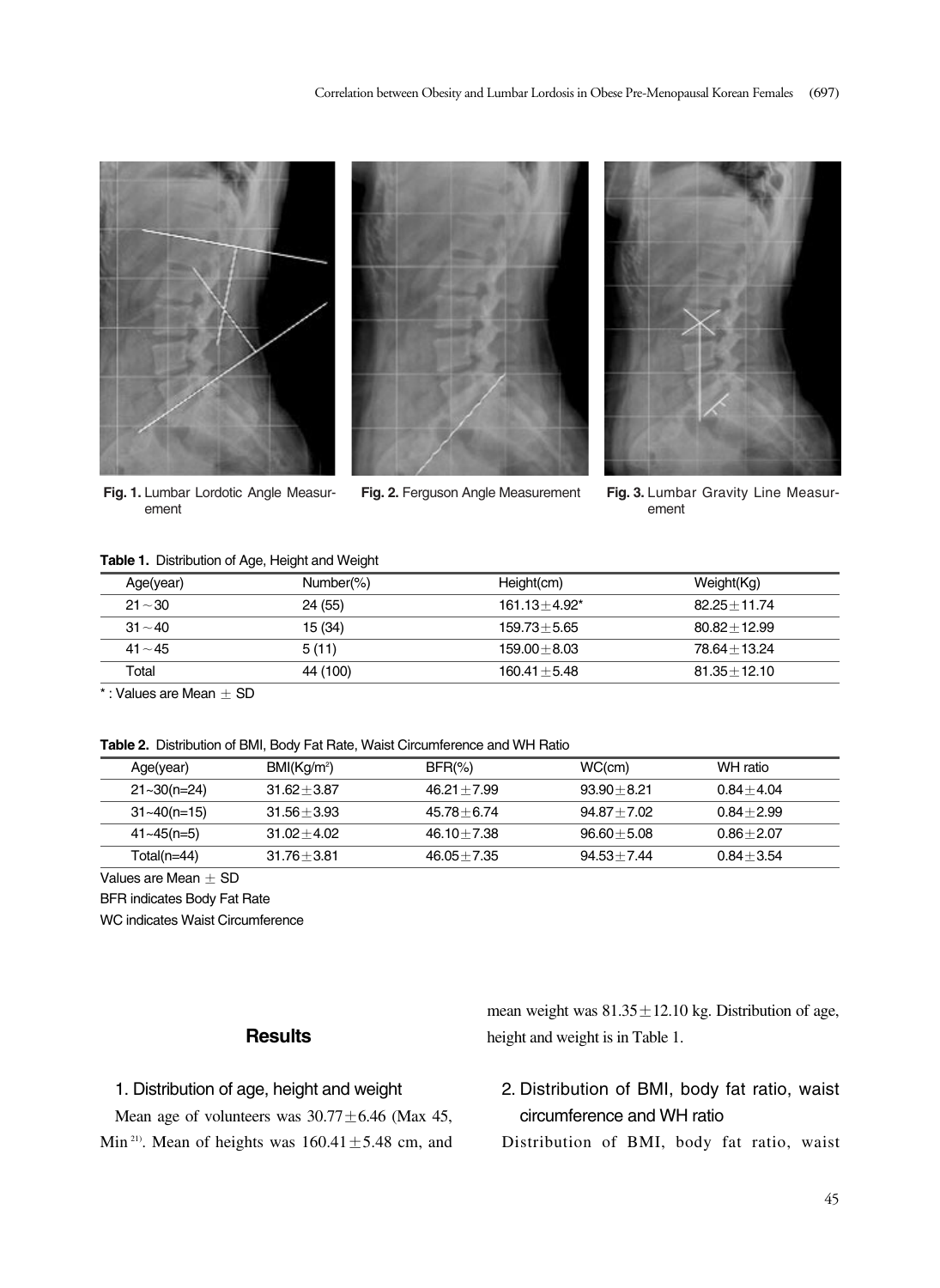Fig. 1. Lumbar Lordotic Angle Measurement

Fig. 2. Ferguson Angle Measurement

Fig. 3. Lumbar Gravity Line Measurement

**Table 1.** Distribution of Age, Height and Weight

| Age(year) | Number(%) | Height(cm) | Weight(Kg) |
|---|---|---|---|
| 21～30 | 24 (55) | 161.13±4.92* | 82.25±11.74 |
| 31～40 | 15 (34) | 159.73±5.65 | 80.82±12.99 |
| 41～45 | 5 (11) | 159.00±8.03 | 78.64±13.24 |
| Total | 44 (100) | 160.41±5.48 | 81.35±12.10 |

* : Values are Mean ± SD

**Table 2.** Distribution of BMI, Body Fat Rate, Waist Circumference and WH Ratio

| Age(year) | BMI(Kg/m²) | BFR(%) | WC(cm) | WH ratio |
|---|---|---|---|---|
| 21~30(n=24) | 31.62±3.87 | 46.21±7.99 | 93.90±8.21 | 0.84±4.04 |
| 31~40(n=15) | 31.56±3.93 | 45.78±6.74 | 94.87±7.02 | 0.84±2.99 |
| 41~45(n=5) | 31.02±4.02 | 46.10±7.38 | 96.60±5.08 | 0.86±2.07 |
| Total(n=44) | 31.76±3.81 | 46.05±7.35 | 94.53±7.44 | 0.84±3.54 |

Values are Mean ± SD

BFR indicates Body Fat Rate

WC indicates Waist Circumference

## Results

### 1. Distribution of age, height and weight

Mean age of volunteers was 30.77±6.46 (Max 45, Min 21). Mean of heights was 160.41±5.48 cm, and mean weight was 81.35±12.10 kg. Distribution of age, height and weight is in Table 1.

### 2. Distribution of BMI, body fat ratio, waist circumference and WH ratio

Distribution of BMI, body fat ratio, waist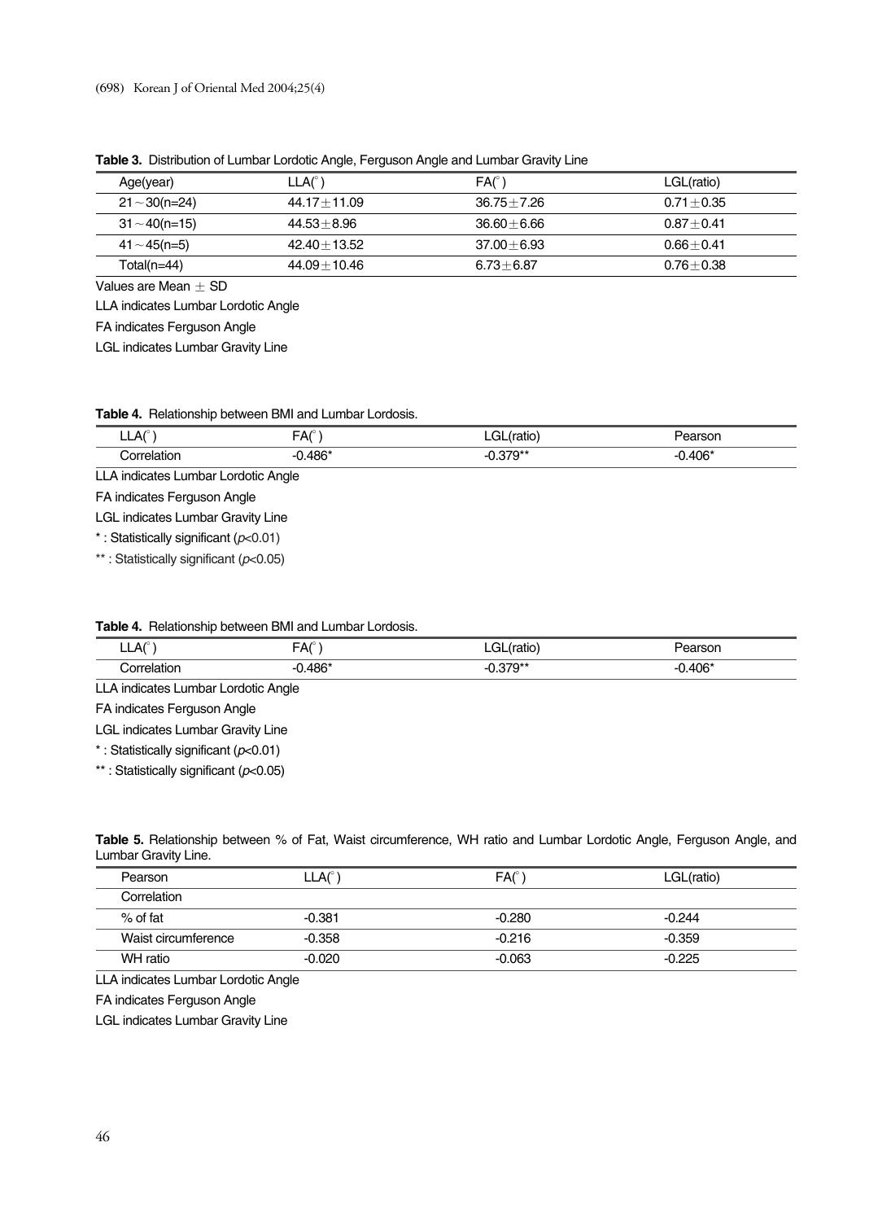**Table 3.** Distribution of Lumbar Lordotic Angle, Ferguson Angle and Lumbar Gravity Line

| Age(year) | LLA(°) | FA(°) | LGL(ratio) |
|---|---|---|---|
| 21～30(n=24) | 44.17±11.09 | 36.75±7.26 | 0.71±0.35 |
| 31～40(n=15) | 44.53±8.96 | 36.60±6.66 | 0.87±0.41 |
| 41～45(n=5) | 42.40±13.52 | 37.00±6.93 | 0.66±0.41 |
| Total(n=44) | 44.09±10.46 | 6.73±6.87 | 0.76±0.38 |

Values are Mean ± SD

LLA indicates Lumbar Lordotic Angle

FA indicates Ferguson Angle

LGL indicates Lumbar Gravity Line

**Table 4.** Relationship between BMI and Lumbar Lordosis.

| LLA(°) | FA(°) | LGL(ratio) | Pearson |
|---|---|---|---|
| Correlation | -0.486* | -0.379** | -0.406* |

LLA indicates Lumbar Lordotic Angle

FA indicates Ferguson Angle

LGL indicates Lumbar Gravity Line

* : Statistically significant ($p$<0.01)

** : Statistically significant ($p$<0.05)

**Table 4.** Relationship between BMI and Lumbar Lordosis.

| LLA(°) | FA(°) | LGL(ratio) | Pearson |
|---|---|---|---|
| Correlation | -0.486* | -0.379** | -0.406* |

LLA indicates Lumbar Lordotic Angle

FA indicates Ferguson Angle

LGL indicates Lumbar Gravity Line

* : Statistically significant ($p$<0.01)

** : Statistically significant ($p$<0.05)

**Table 5.** Relationship between % of Fat, Waist circumference, WH ratio and Lumbar Lordotic Angle, Ferguson Angle, and Lumbar Gravity Line.

| Pearson Correlation | LLA(°) | FA(°) | LGL(ratio) |
|---|---|---|---|
| % of fat | -0.381 | -0.280 | -0.244 |
| Waist circumference | -0.358 | -0.216 | -0.359 |
| WH ratio | -0.020 | -0.063 | -0.225 |

LLA indicates Lumbar Lordotic Angle

FA indicates Ferguson Angle

LGL indicates Lumbar Gravity Line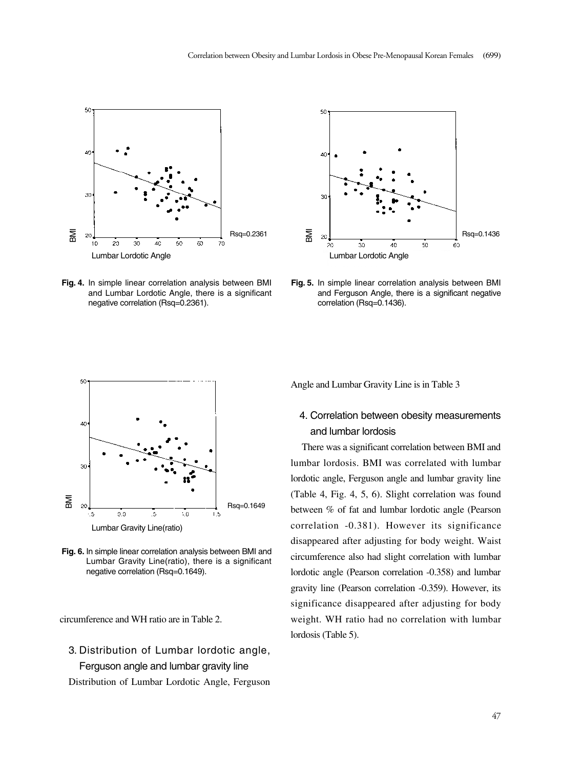Fig. 4. In simple linear correlation analysis between BMI and Lumbar Lordotic Angle, there is a significant negative correlation (Rsq=0.2361).

Fig. 5. In simple linear correlation analysis between BMI and Ferguson Angle, there is a significant negative correlation (Rsq=0.1436).

Fig. 6. In simple linear correlation analysis between BMI and Lumbar Gravity Line(ratio), there is a significant negative correlation (Rsq=0.1649).

circumference and WH ratio are in Table 2.

### 3. Distribution of Lumbar lordotic angle, Ferguson angle and lumbar gravity line

Distribution of Lumbar Lordotic Angle, Ferguson Angle and Lumbar Gravity Line is in Table 3

### 4. Correlation between obesity measurements and lumbar lordosis

There was a significant correlation between BMI and lumbar lordosis. BMI was correlated with lumbar lordotic angle, Ferguson angle and lumbar gravity line (Table 4, Fig. 4, 5, 6). Slight correlation was found between % of fat and lumbar lordotic angle (Pearson correlation -0.381). However its significance disappeared after adjusting for body weight. Waist circumference also had slight correlation with lumbar lordotic angle (Pearson correlation -0.358) and lumbar gravity line (Pearson correlation -0.359). However, its significance disappeared after adjusting for body weight. WH ratio had no correlation with lumbar lordosis (Table 5).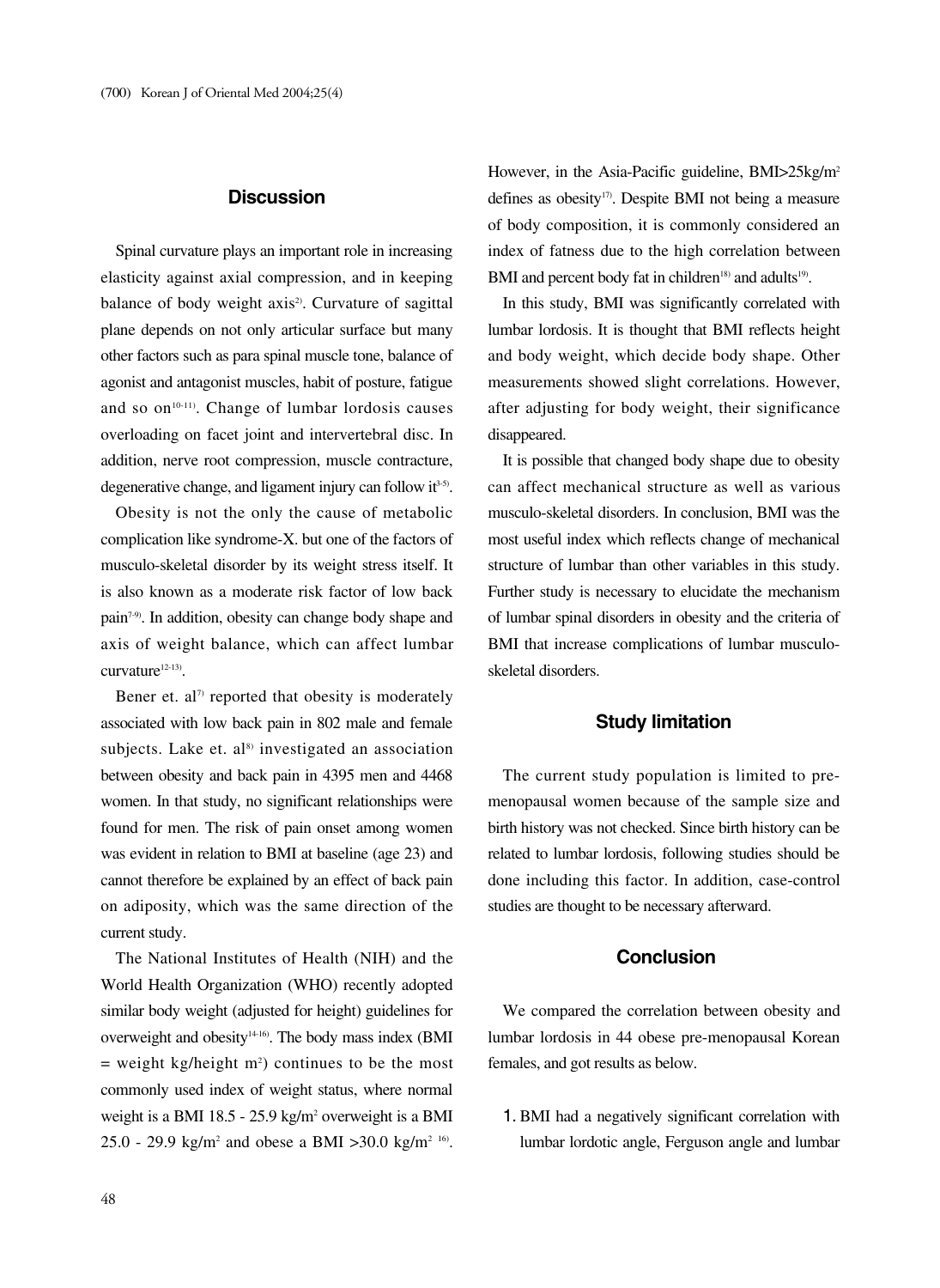## Discussion

Spinal curvature plays an important role in increasing elasticity against axial compression, and in keeping balance of body weight axis[2]. Curvature of sagittal plane depends on not only articular surface but many other factors such as para spinal muscle tone, balance of agonist and antagonist muscles, habit of posture, fatigue and so on[10-11]. Change of lumbar lordosis causes overloading on facet joint and intervertebral disc. In addition, nerve root compression, muscle contracture, degenerative change, and ligament injury can follow it[3-5].

Obesity is not the only the cause of metabolic complication like syndrome-X. but one of the factors of musculo-skeletal disorder by its weight stress itself. It is also known as a moderate risk factor of low back pain[7-9]. In addition, obesity can change body shape and axis of weight balance, which can affect lumbar curvature[12-13].

Bener et. al[7] reported that obesity is moderately associated with low back pain in 802 male and female subjects. Lake et. al[8] investigated an association between obesity and back pain in 4395 men and 4468 women. In that study, no significant relationships were found for men. The risk of pain onset among women was evident in relation to BMI at baseline (age 23) and cannot therefore be explained by an effect of back pain on adiposity, which was the same direction of the current study.

The National Institutes of Health (NIH) and the World Health Organization (WHO) recently adopted similar body weight (adjusted for height) guidelines for overweight and obesity[14-16]. The body mass index (BMI = weight kg/height $m^2$) continues to be the most commonly used index of weight status, where normal weight is a BMI 18.5 - 25.9 kg/$m^2$ overweight is a BMI 25.0 - 29.9 kg/$m^2$ and obese a BMI >30.0 kg/$m^2$ [16]. However, in the Asia-Pacific guideline, BMI>25kg/$m^2$ defines as obesity[17]. Despite BMI not being a measure of body composition, it is commonly considered an index of fatness due to the high correlation between BMI and percent body fat in children[18] and adults[19].

In this study, BMI was significantly correlated with lumbar lordosis. It is thought that BMI reflects height and body weight, which decide body shape. Other measurements showed slight correlations. However, after adjusting for body weight, their significance disappeared.

It is possible that changed body shape due to obesity can affect mechanical structure as well as various musculo-skeletal disorders. In conclusion, BMI was the most useful index which reflects change of mechanical structure of lumbar than other variables in this study. Further study is necessary to elucidate the mechanism of lumbar spinal disorders in obesity and the criteria of BMI that increase complications of lumbar musculo-skeletal disorders.

## Study limitation

The current study population is limited to pre-menopausal women because of the sample size and birth history was not checked. Since birth history can be related to lumbar lordosis, following studies should be done including this factor. In addition, case-control studies are thought to be necessary afterward.

## Conclusion

We compared the correlation between obesity and lumbar lordosis in 44 obese pre-menopausal Korean females, and got results as below.

1. BMI had a negatively significant correlation with lumbar lordotic angle, Ferguson angle and lumbar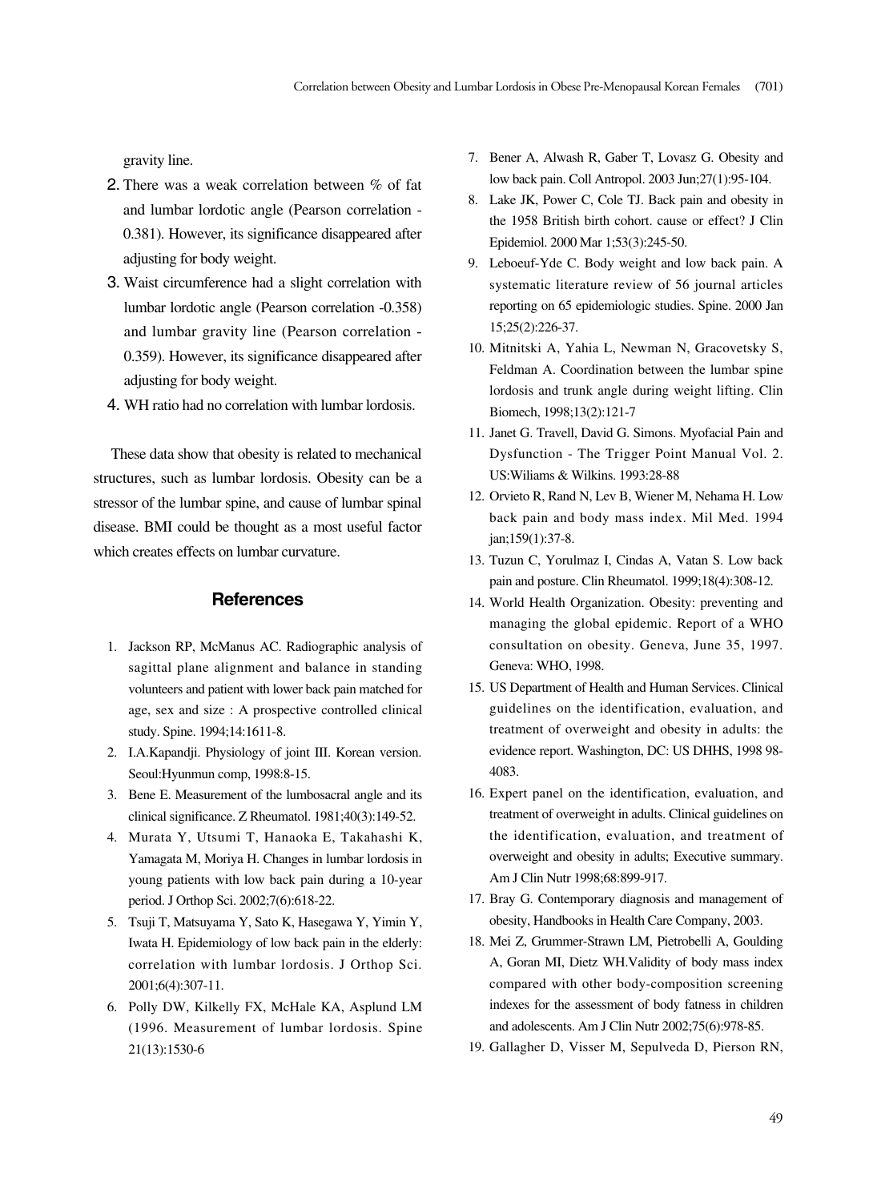gravity line.

2. There was a weak correlation between % of fat and lumbar lordotic angle (Pearson correlation -0.381). However, its significance disappeared after adjusting for body weight.
3. Waist circumference had a slight correlation with lumbar lordotic angle (Pearson correlation -0.358) and lumbar gravity line (Pearson correlation -0.359). However, its significance disappeared after adjusting for body weight.
4. WH ratio had no correlation with lumbar lordosis.

These data show that obesity is related to mechanical structures, such as lumbar lordosis. Obesity can be a stressor of the lumbar spine, and cause of lumbar spinal disease. BMI could be thought as a most useful factor which creates effects on lumbar curvature.

## References

1. Jackson RP, McManus AC. Radiographic analysis of sagittal plane alignment and balance in standing volunteers and patient with lower back pain matched for age, sex and size : A prospective controlled clinical study. Spine. 1994;14:1611-8.
2. I.A.Kapandji. Physiology of joint III. Korean version. Seoul:Hyunmun comp, 1998:8-15.
3. Bene E. Measurement of the lumbosacral angle and its clinical significance. Z Rheumatol. 1981;40(3):149-52.
4. Murata Y, Utsumi T, Hanaoka E, Takahashi K, Yamagata M, Moriya H. Changes in lumbar lordosis in young patients with low back pain during a 10-year period. J Orthop Sci. 2002;7(6):618-22.
5. Tsuji T, Matsuyama Y, Sato K, Hasegawa Y, Yimin Y, Iwata H. Epidemiology of low back pain in the elderly: correlation with lumbar lordosis. J Orthop Sci. 2001;6(4):307-11.
6. Polly DW, Kilkelly FX, McHale KA, Asplund LM (1996. Measurement of lumbar lordosis. Spine 21(13):1530-6
7. Bener A, Alwash R, Gaber T, Lovasz G. Obesity and low back pain. Coll Antropol. 2003 Jun;27(1):95-104.
8. Lake JK, Power C, Cole TJ. Back pain and obesity in the 1958 British birth cohort. cause or effect? J Clin Epidemiol. 2000 Mar 1;53(3):245-50.
9. Leboeuf-Yde C. Body weight and low back pain. A systematic literature review of 56 journal articles reporting on 65 epidemiologic studies. Spine. 2000 Jan 15;25(2):226-37.
10. Mitnitski A, Yahia L, Newman N, Gracovetsky S, Feldman A. Coordination between the lumbar spine lordosis and trunk angle during weight lifting. Clin Biomech, 1998;13(2):121-7
11. Janet G. Travell, David G. Simons. Myofacial Pain and Dysfunction - The Trigger Point Manual Vol. 2. US:Wiliams & Wilkins. 1993:28-88
12. Orvieto R, Rand N, Lev B, Wiener M, Nehama H. Low back pain and body mass index. Mil Med. 1994 jan;159(1):37-8.
13. Tuzun C, Yorulmaz I, Cindas A, Vatan S. Low back pain and posture. Clin Rheumatol. 1999;18(4):308-12.
14. World Health Organization. Obesity: preventing and managing the global epidemic. Report of a WHO consultation on obesity. Geneva, June 35, 1997. Geneva: WHO, 1998.
15. US Department of Health and Human Services. Clinical guidelines on the identification, evaluation, and treatment of overweight and obesity in adults: the evidence report. Washington, DC: US DHHS, 1998 98-4083.
16. Expert panel on the identification, evaluation, and treatment of overweight in adults. Clinical guidelines on the identification, evaluation, and treatment of overweight and obesity in adults; Executive summary. Am J Clin Nutr 1998;68:899-917.
17. Bray G. Contemporary diagnosis and management of obesity, Handbooks in Health Care Company, 2003.
18. Mei Z, Grummer-Strawn LM, Pietrobelli A, Goulding A, Goran MI, Dietz WH.Validity of body mass index compared with other body-composition screening indexes for the assessment of body fatness in children and adolescents. Am J Clin Nutr 2002;75(6):978-85.
19. Gallagher D, Visser M, Sepulveda D, Pierson RN,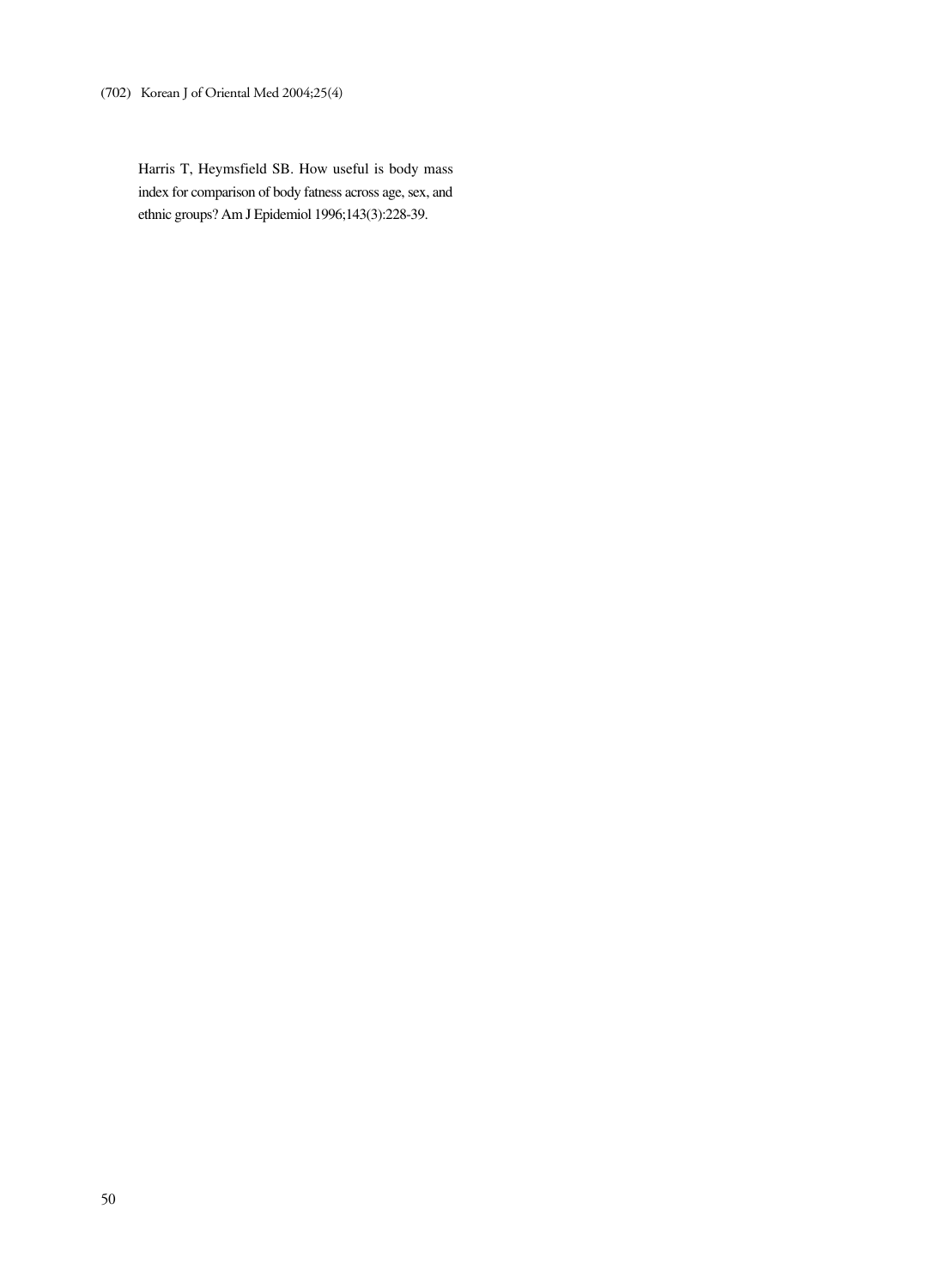Harris T, Heymsfield SB. How useful is body mass index for comparison of body fatness across age, sex, and ethnic groups? Am J Epidemiol 1996;143(3):228-39.